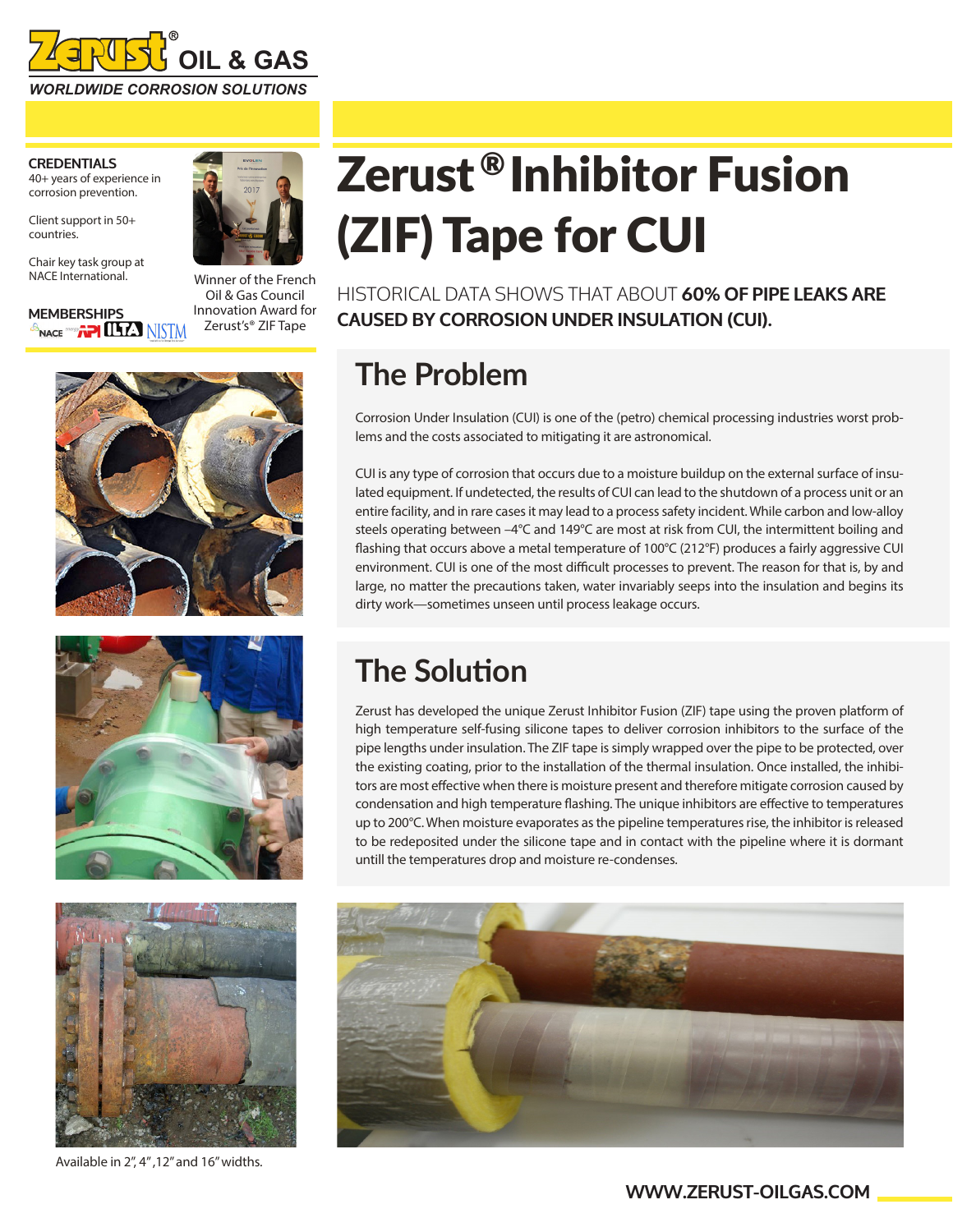# Zerust® OIL & GAS

*WORLDWIDE CORROSION SOLUTIONS*

**CREDENTIALS**

40+ years of experience in corrosion prevention.

Client support in 50+ countries.

Chair key task group at NACE International.

**MEMBERSHIPS**

NACE API ILTA NISTM

Winner of the French Oil & Gas Council Innovation Award for Zerust's® ZIF Tape

# Zerust® Inhibitor Fusion (ZIF) Tape for CUI

HISTORICAL DATA SHOWS THAT ABOUT **60% OF PIPE LEAKS ARE CAUSED BY CORROSION UNDER INSULATION (CUI).**

## The Problem

Corrosion Under Insulation (CUI) is one of the (petro) chemical processing industries worst problems and the costs associated to mitigating it are astronomical.

CUI is any type of corrosion that occurs due to a moisture buildup on the external surface of insulated equipment. If undetected, the results of CUI can lead to the shutdown of a process unit or an entire facility, and in rare cases it may lead to a process safety incident. While carbon and low-alloy steels operating between –4°C and 149°C are most at risk from CUI, the intermittent boiling and flashing that occurs above a metal temperature of 100°C (212°F) produces a fairly aggressive CUI environment. CUI is one of the most difficult processes to prevent. The reason for that is, by and large, no matter the precautions taken, water invariably seeps into the insulation and begins its dirty work—sometimes unseen until process leakage occurs.

## The Solution

Zerust has developed the unique Zerust Inhibitor Fusion (ZIF) tape using the proven platform of high temperature self-fusing silicone tapes to deliver corrosion inhibitors to the surface of the pipe lengths under insulation. The ZIF tape is simply wrapped over the pipe to be protected, over the existing coating, prior to the installation of the thermal insulation. Once installed, the inhibitors are most effective when there is moisture present and therefore mitigate corrosion caused by condensation and high temperature flashing. The unique inhibitors are effective to temperatures up to 200°C. When moisture evaporates as the pipeline temperatures rise, the inhibitor is released to be redeposited under the silicone tape and in contact with the pipeline where it is dormant untill the temperatures drop and moisture re-condenses.

Available in 2", 4", 12" and 16" widths.

WWW.ZERUST-OILGAS.COM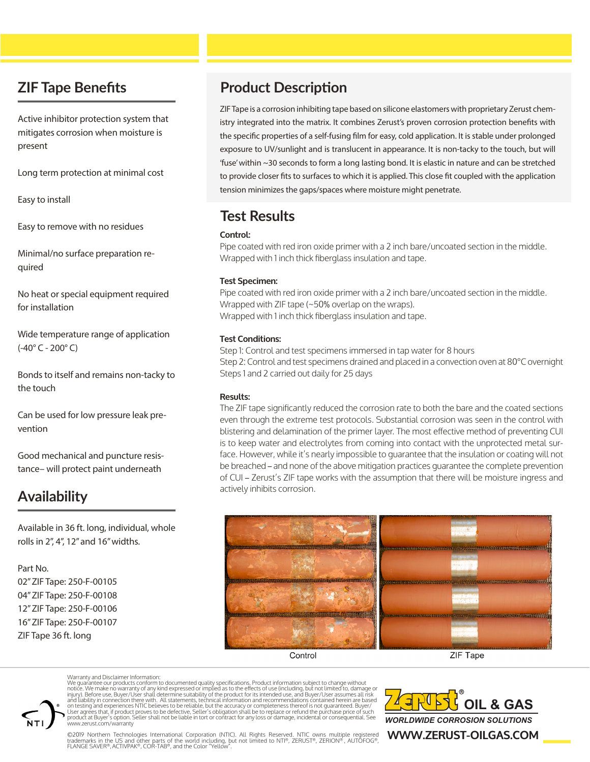## ZIF Tape Benefits

Active inhibitor protection system that mitigates corrosion when moisture is present

Long term protection at minimal cost

Easy to install

Easy to remove with no residues

Minimal/no surface preparation required

No heat or special equipment required for installation

Wide temperature range of application (-40° C - 200° C)

Bonds to itself and remains non-tacky to the touch

Can be used for low pressure leak prevention

Good mechanical and puncture resistance– will protect paint underneath

## Availability

Available in 36 ft. long, individual, whole rolls in 2", 4", 12" and 16" widths.

Part No.
02" ZIF Tape: 250-F-00105
04" ZIF Tape: 250-F-00108
12" ZIF Tape: 250-F-00106
16" ZIF Tape: 250-F-00107
ZIF Tape 36 ft. long

## Product Description

ZIF Tape is a corrosion inhibiting tape based on silicone elastomers with proprietary Zerust chemistry integrated into the matrix. It combines Zerust's proven corrosion protection benefits with the specific properties of a self-fusing film for easy, cold application. It is stable under prolonged exposure to UV/sunlight and is translucent in appearance. It is non-tacky to the touch, but will 'fuse' within ~30 seconds to form a long lasting bond. It is elastic in nature and can be stretched to provide closer fits to surfaces to which it is applied. This close fit coupled with the application tension minimizes the gaps/spaces where moisture might penetrate.

## Test Results

**Control:**
Pipe coated with red iron oxide primer with a 2 inch bare/uncoated section in the middle.
Wrapped with 1 inch thick fiberglass insulation and tape.

**Test Specimen:**
Pipe coated with red iron oxide primer with a 2 inch bare/uncoated section in the middle.
Wrapped with ZIF tape (~50% overlap on the wraps).
Wrapped with 1 inch thick fiberglass insulation and tape.

**Test Conditions:**
Step 1: Control and test specimens immersed in tap water for 8 hours
Step 2: Control and test specimens drained and placed in a convection oven at 80°C overnight
Steps 1 and 2 carried out daily for 25 days

**Results:**
The ZIF tape significantly reduced the corrosion rate to both the bare and the coated sections even through the extreme test protocols. Substantial corrosion was seen in the control with blistering and delamination of the primer layer. The most effective method of preventing CUI is to keep water and electrolytes from coming into contact with the unprotected metal surface. However, while it's nearly impossible to guarantee that the insulation or coating will not be breached – and none of the above mitigation practices guarantee the complete prevention of CUI – Zerust's ZIF tape works with the assumption that there will be moisture ingress and actively inhibits corrosion.

Control

ZIF Tape

Warranty and Disclaimer Information:
We guarantee our products conform to documented quality specifications. Product information subject to change without notice. We make no warranty of any kind expressed or implied as to the effects of use (including, but not limited to, damage or injury). Before use, Buyer/User shall determine suitability of the product for its intended use, and Buyer/User assumes all risk and liability in connection there with. All statements, technical information and recommendations contained herein are based on testing and experiences NTIC believes to be reliable, but the accuracy or completeness thereof is not guaranteed. Buyer/User agrees that, if product proves to be defective, Seller's obligation shall be to replace or refund the purchase price of such product at Buyer's option. Seller shall not be liable in tort or contract for any loss or damage, incidental or consequential. See www.zerust.com/warranty

©2019 Northern Technologies International Corporation (NTIC). All Rights Reserved. NTIC owns multiple registered trademarks in the US and other parts of the world including, but not limited to NTI®, ZERUST®, ZERION®, AUTOFOG®, FLANGE SAVER®, ACTIVPAK®, COR-TAB®, and the Color "Yellow".

Zerust® OIL & GAS
WORLDWIDE CORROSION SOLUTIONS
WWW.ZERUST-OILGAS.COM